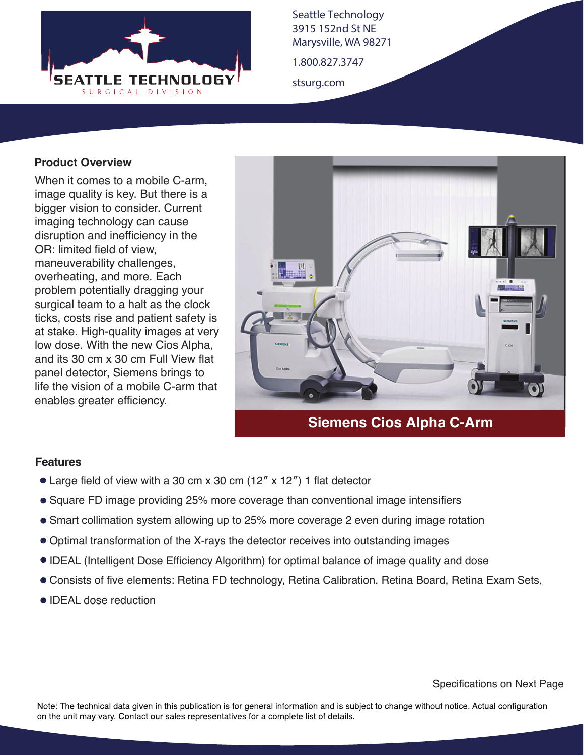Seattle Technology
3915 152nd St NE
Marysville, WA 98271

1.800.827.3747

stsurg.com

## Product Overview

When it comes to a mobile C-arm, image quality is key. But there is a bigger vision to consider. Current imaging technology can cause disruption and inefficiency in the OR: limited field of view, maneuverability challenges, overheating, and more. Each problem potentially dragging your surgical team to a halt as the clock ticks, costs rise and patient safety is at stake. High-quality images at very low dose. With the new Cios Alpha, and its 30 cm x 30 cm Full View flat panel detector, Siemens brings to life the vision of a mobile C-arm that enables greater efficiency.

**Siemens Cios Alpha C-Arm**

## Features

- Large field of view with a 30 cm x 30 cm (12″ x 12″) 1 flat detector
- Square FD image providing 25% more coverage than conventional image intensifiers
- Smart collimation system allowing up to 25% more coverage 2 even during image rotation
- Optimal transformation of the X-rays the detector receives into outstanding images
- IDEAL (Intelligent Dose Efficiency Algorithm) for optimal balance of image quality and dose
- Consists of five elements: Retina FD technology, Retina Calibration, Retina Board, Retina Exam Sets,
- IDEAL dose reduction

Specifications on Next Page

Note: The technical data given in this publication is for general information and is subject to change without notice. Actual configuration on the unit may vary. Contact our sales representatives for a complete list of details.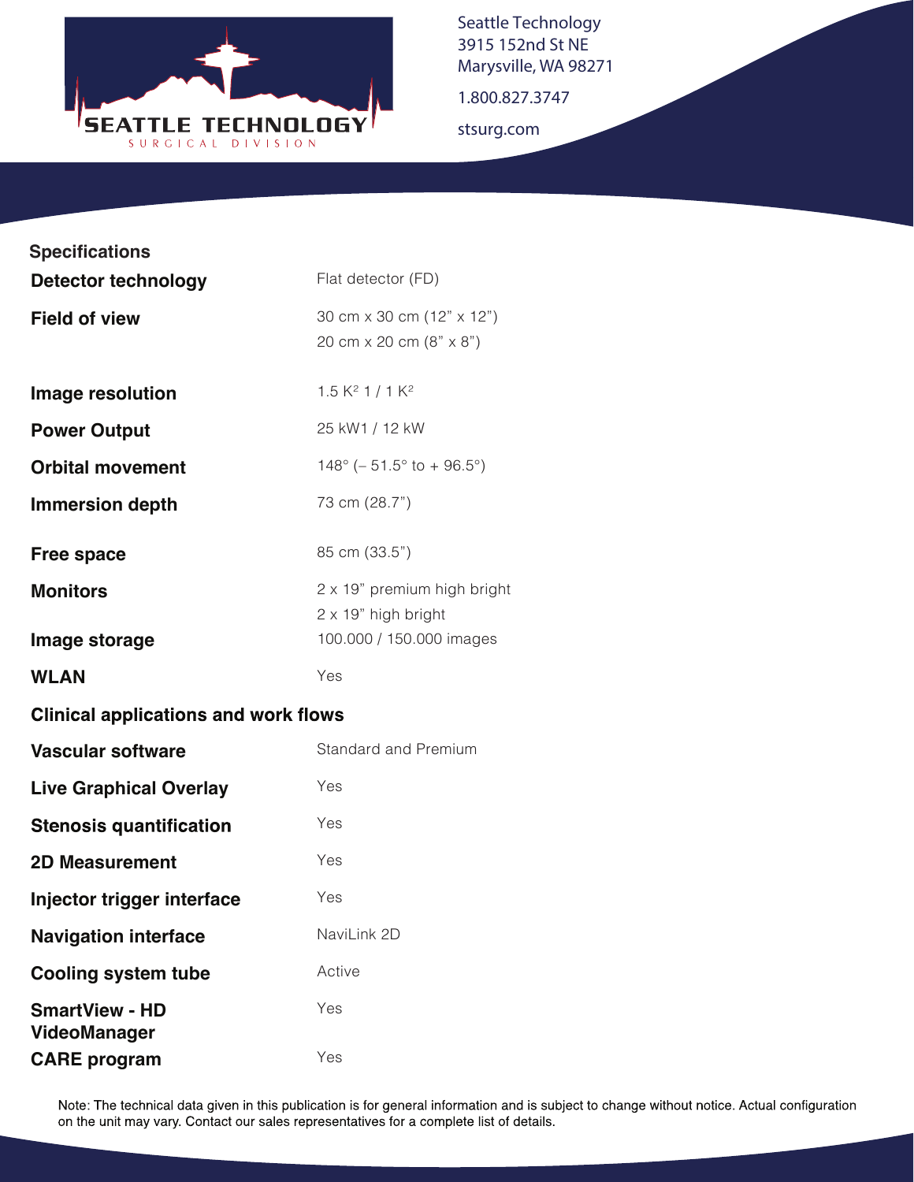Seattle Technology
3915 152nd St NE
Marysville, WA 98271

1.800.827.3747

stsurg.com

## Specifications

| | |
|---|---|
| **Detector technology** | Flat detector (FD) |
| **Field of view** | 30 cm x 30 cm (12" x 12")<br>20 cm x 20 cm (8" x 8") |
| **Image resolution** | 1.5 $K^2$ 1 / 1 $K^2$ |
| **Power Output** | 25 kW1 / 12 kW |
| **Orbital movement** | 148° (– 51.5° to + 96.5°) |
| **Immersion depth** | 73 cm (28.7") |
| **Free space** | 85 cm (33.5") |
| **Monitors** | 2 x 19" premium high bright<br>2 x 19" high bright |
| **Image storage** | 100.000 / 150.000 images |
| **WLAN** | Yes |

## Clinical applications and work flows

| | |
|---|---|
| **Vascular software** | Standard and Premium |
| **Live Graphical Overlay** | Yes |
| **Stenosis quantification** | Yes |
| **2D Measurement** | Yes |
| **Injector trigger interface** | Yes |
| **Navigation interface** | NaviLink 2D |
| **Cooling system tube** | Active |
| **SmartView - HD VideoManager** | Yes |
| **CARE program** | Yes |

Note: The technical data given in this publication is for general information and is subject to change without notice. Actual configuration on the unit may vary. Contact our sales representatives for a complete list of details.